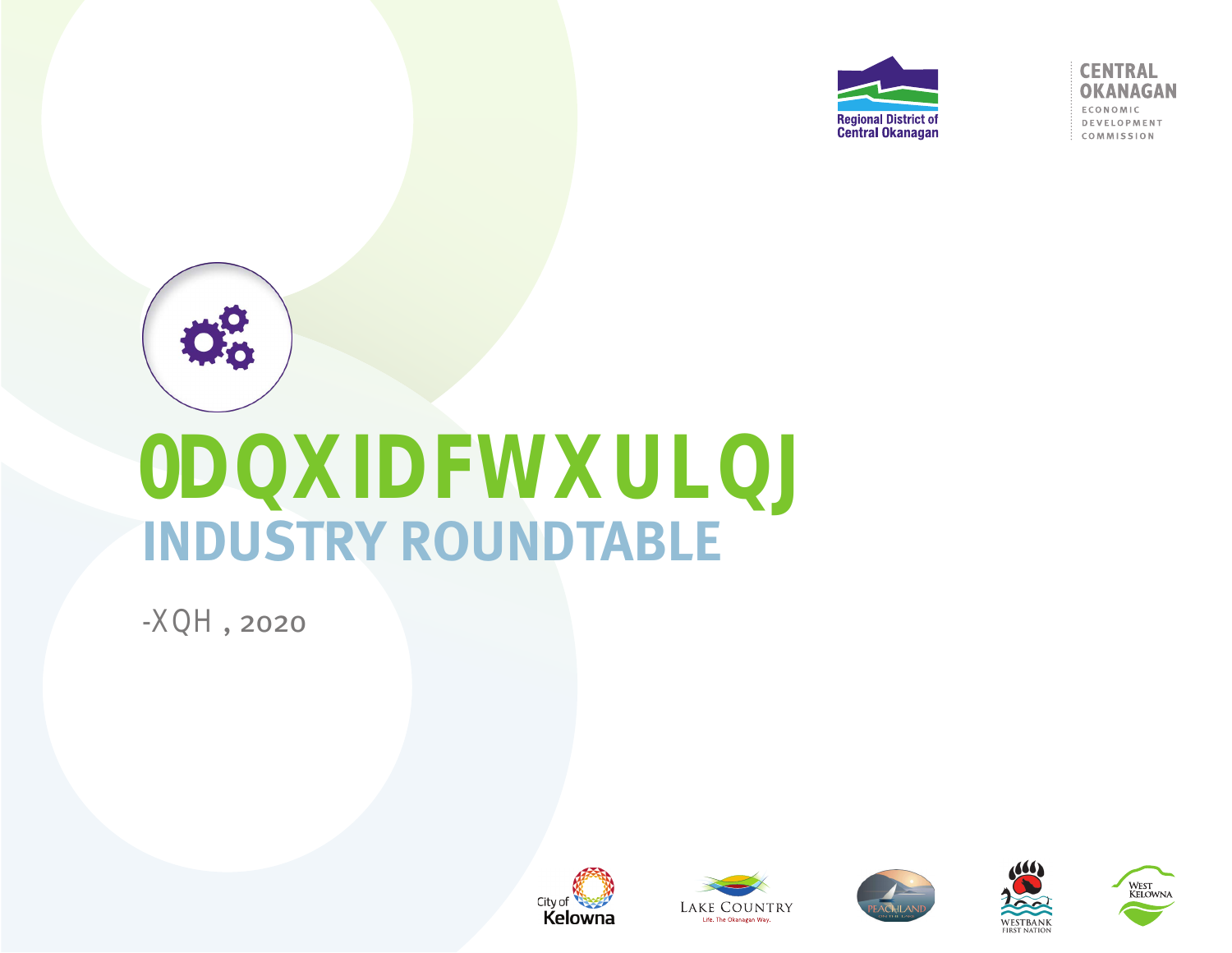# 0DQXIDFWXULQJ

## INDUSTRY ROUNDTABLE

-XQH , 2020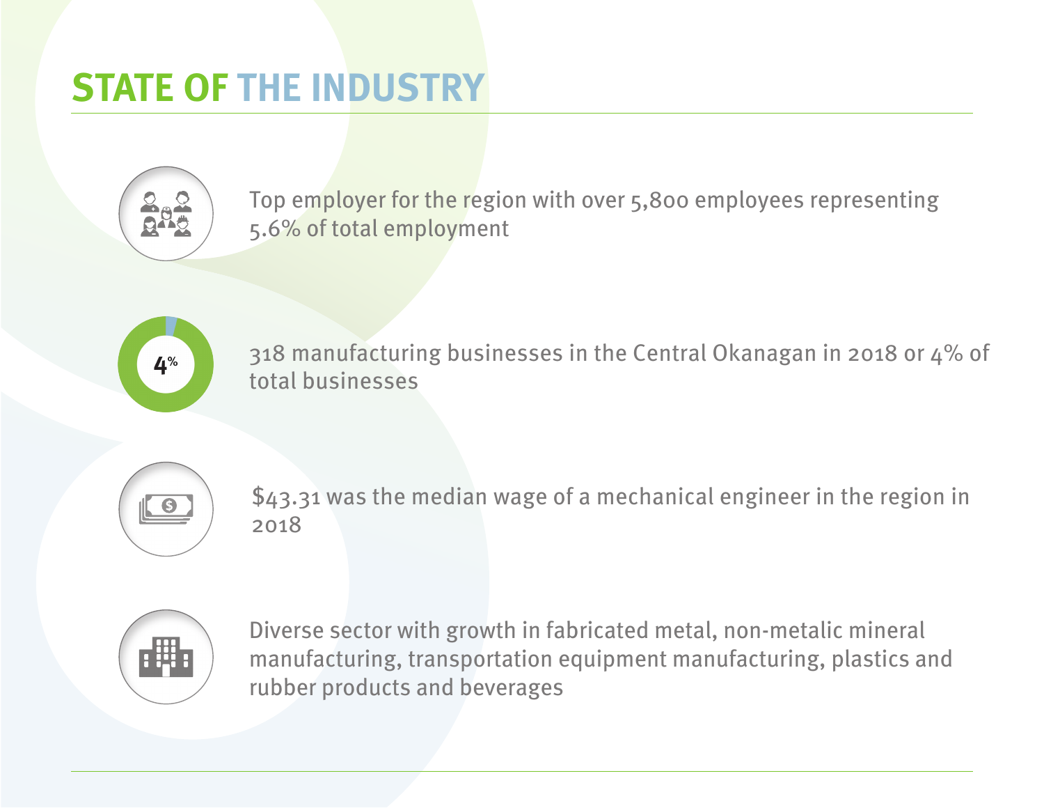# STATE OF THE INDUSTRY

Top employer for the region with over 5,800 employees representing 5.6% of total employment

4%

318 manufacturing businesses in the Central Okanagan in 2018 or 4% of total businesses

$43.31 was the median wage of a mechanical engineer in the region in 2018

Diverse sector with growth in fabricated metal, non-metalic mineral manufacturing, transportation equipment manufacturing, plastics and rubber products and beverages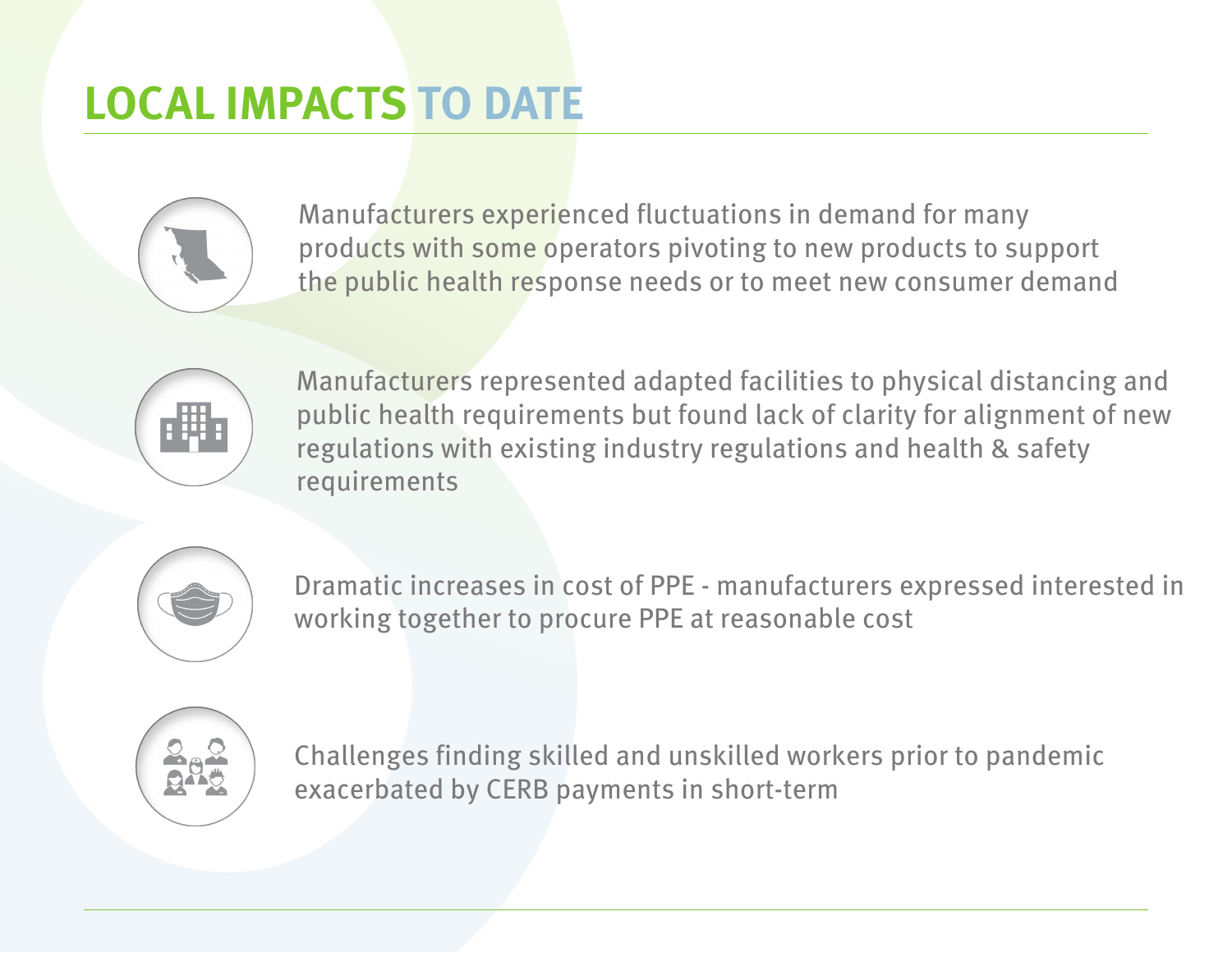# LOCAL IMPACTS TO DATE

- Manufacturers experienced fluctuations in demand for many products with some operators pivoting to new products to support the public health response needs or to meet new consumer demand

- Manufacturers represented adapted facilities to physical distancing and public health requirements but found lack of clarity for alignment of new regulations with existing industry regulations and health & safety requirements

- Dramatic increases in cost of PPE - manufacturers expressed interested in working together to procure PPE at reasonable cost

- Challenges finding skilled and unskilled workers prior to pandemic exacerbated by CERB payments in short-term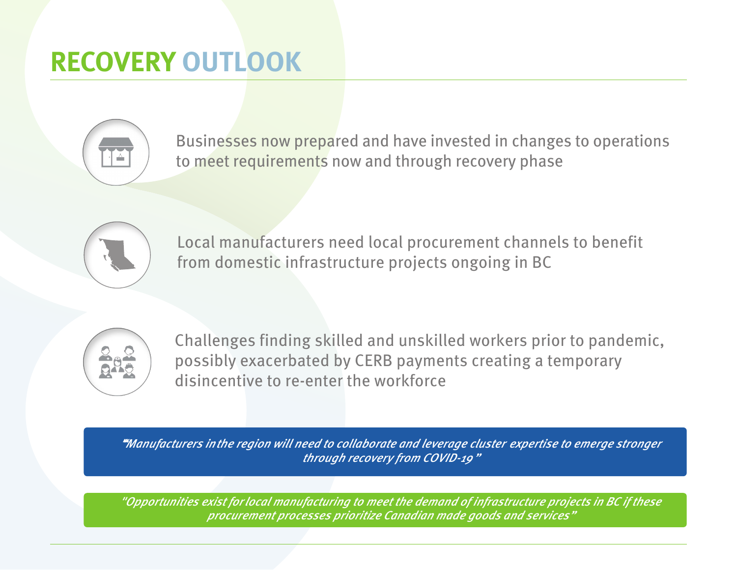# RECOVERY OUTLOOK

Businesses now prepared and have invested in changes to operations to meet requirements now and through recovery phase

Local manufacturers need local procurement channels to benefit from domestic infrastructure projects ongoing in BC

Challenges finding skilled and unskilled workers prior to pandemic, possibly exacerbated by CERB payments creating a temporary disincentive to re-enter the workforce

*"Manufacturers in the region will need to collaborate and leverage cluster expertise to emerge stronger through recovery from COVID-19"*

*"Opportunities exist for local manufacturing to meet the demand of infrastructure projects in BC if these procurement processes prioritize Canadian made goods and services"*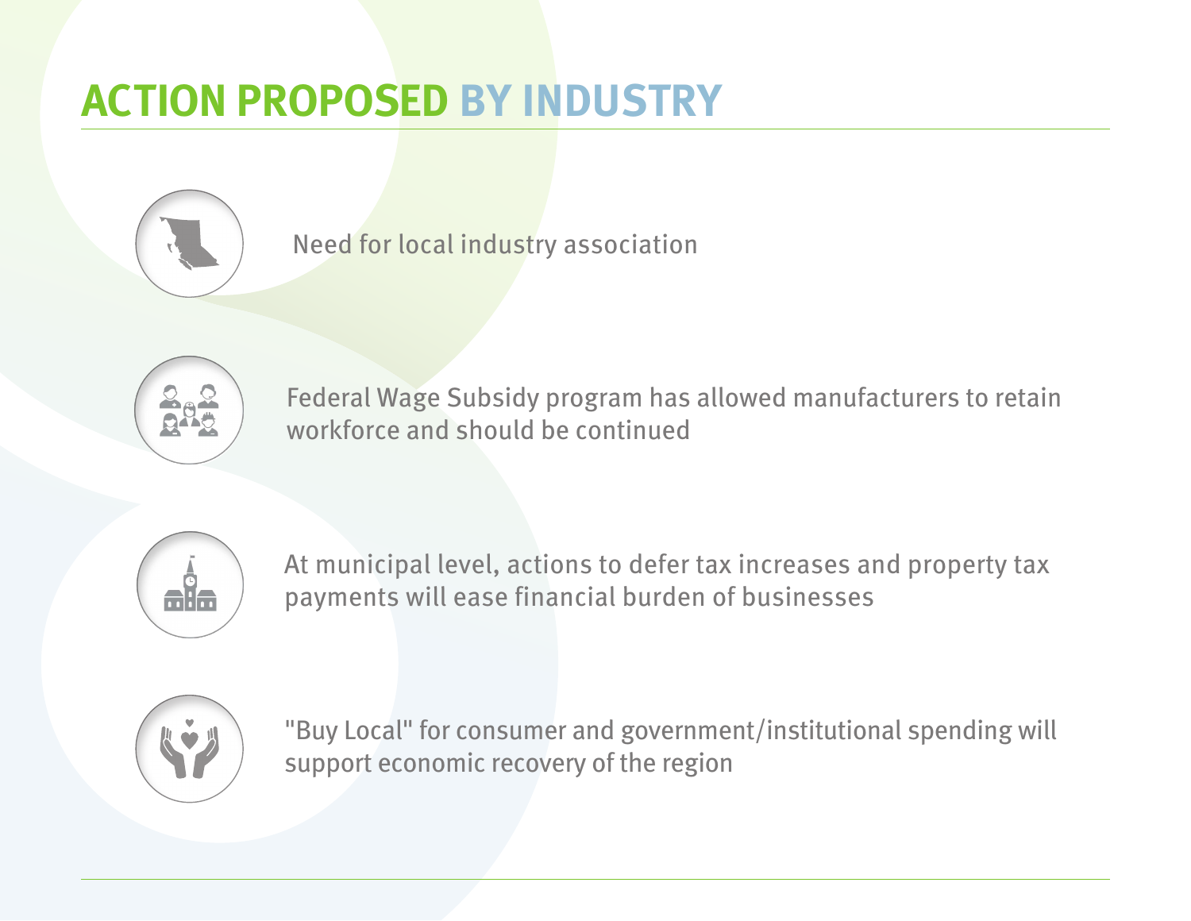# ACTION PROPOSED BY INDUSTRY

- Need for local industry association
- Federal Wage Subsidy program has allowed manufacturers to retain workforce and should be continued
- At municipal level, actions to defer tax increases and property tax payments will ease financial burden of businesses
- "Buy Local" for consumer and government/institutional spending will support economic recovery of the region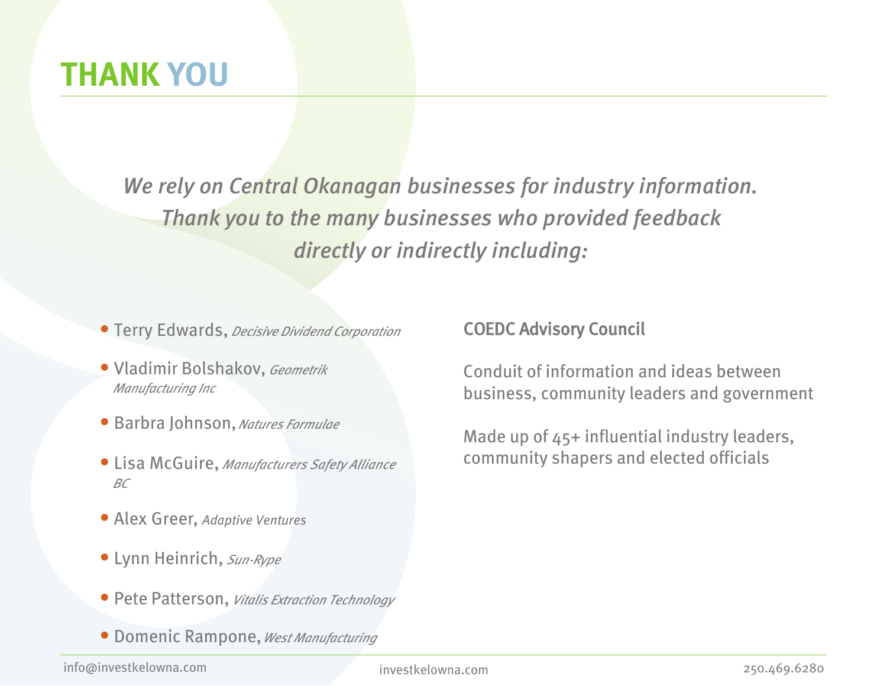# THANK YOU

*We rely on Central Okanagan businesses for industry information. Thank you to the many businesses who provided feedback directly or indirectly including:*

- Terry Edwards, *Decisive Dividend Corporation*
- Vladimir Bolshakov, *Geometrik Manufacturing Inc*
- Barbra Johnson, *Natures Formulae*
- Lisa McGuire, *Manufacturers Safety Alliance BC*
- Alex Greer, *Adaptive Ventures*
- Lynn Heinrich, *Sun-Rype*
- Pete Patterson, *Vitalis Extraction Technology*
- Domenic Rampone, *West Manufacturing*

## COEDC Advisory Council

Conduit of information and ideas between business, community leaders and government

Made up of 45+ influential industry leaders, community shapers and elected officials

info@investkelowna.com investkelowna.com 250.469.6280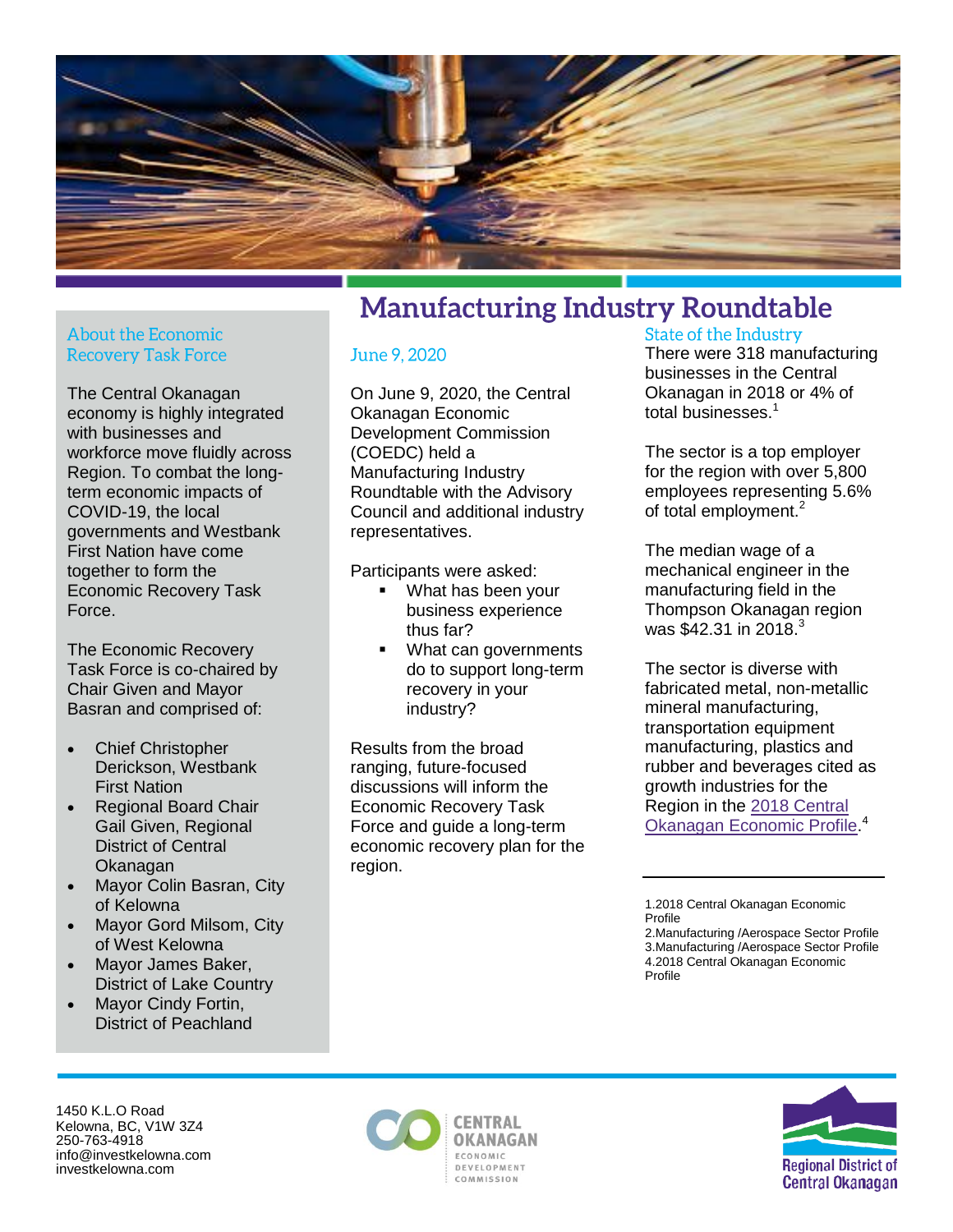# Manufacturing Industry Roundtable

## About the Economic Recovery Task Force

The Central Okanagan economy is highly integrated with businesses and workforce move fluidly across Region. To combat the long-term economic impacts of COVID-19, the local governments and Westbank First Nation have come together to form the Economic Recovery Task Force.

The Economic Recovery Task Force is co-chaired by Chair Given and Mayor Basran and comprised of:

- Chief Christopher Derickson, Westbank First Nation
- Regional Board Chair Gail Given, Regional District of Central Okanagan
- Mayor Colin Basran, City of Kelowna
- Mayor Gord Milsom, City of West Kelowna
- Mayor James Baker, District of Lake Country
- Mayor Cindy Fortin, District of Peachland

## June 9, 2020

On June 9, 2020, the Central Okanagan Economic Development Commission (COEDC) held a Manufacturing Industry Roundtable with the Advisory Council and additional industry representatives.

Participants were asked:

- What has been your business experience thus far?
- What can governments do to support long-term recovery in your industry?

Results from the broad ranging, future-focused discussions will inform the Economic Recovery Task Force and guide a long-term economic recovery plan for the region.

## State of the Industry

There were 318 manufacturing businesses in the Central Okanagan in 2018 or 4% of total businesses.[1]

The sector is a top employer for the region with over 5,800 employees representing 5.6% of total employment.[2]

The median wage of a mechanical engineer in the manufacturing field in the Thompson Okanagan region was $42.31 in 2018.[3]

The sector is diverse with fabricated metal, non-metallic mineral manufacturing, transportation equipment manufacturing, plastics and rubber and beverages cited as growth industries for the Region in the 2018 Central Okanagan Economic Profile.[4]

---

1.2018 Central Okanagan Economic Profile
2.Manufacturing /Aerospace Sector Profile
3.Manufacturing /Aerospace Sector Profile
4.2018 Central Okanagan Economic Profile

1450 K.L.O Road
Kelowna, BC, V1W 3Z4
250-763-4918
info@investkelowna.com
investkelowna.com

Central Okanagan Economic Development Commission

Regional District of Central Okanagan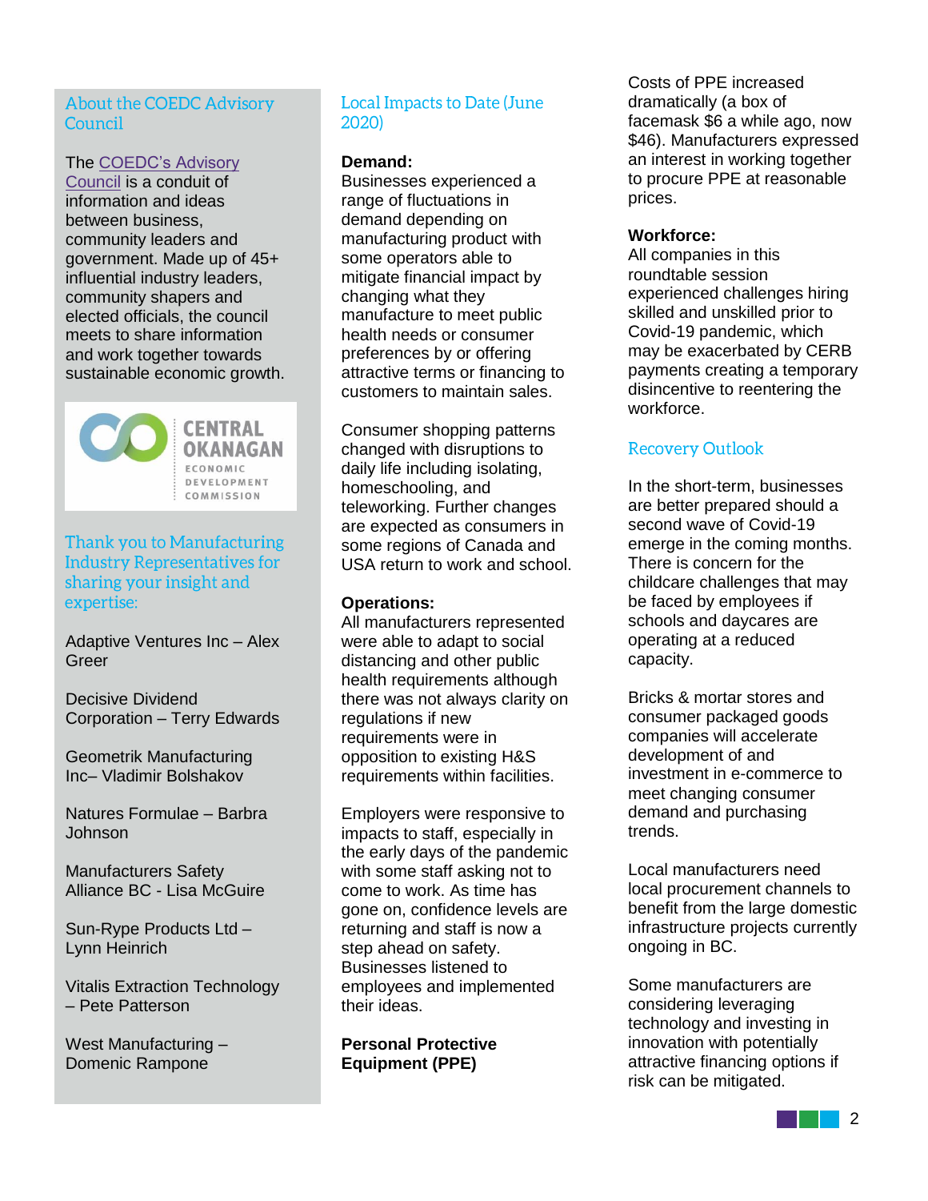## About the COEDC Advisory Council

The COEDC's Advisory Council is a conduit of information and ideas between business, community leaders and government. Made up of 45+ influential industry leaders, community shapers and elected officials, the council meets to share information and work together towards sustainable economic growth.

## Thank you to Manufacturing Industry Representatives for sharing your insight and expertise:

Adaptive Ventures Inc – Alex Greer

Decisive Dividend Corporation – Terry Edwards

Geometrik Manufacturing Inc– Vladimir Bolshakov

Natures Formulae – Barbra Johnson

Manufacturers Safety Alliance BC - Lisa McGuire

Sun-Rype Products Ltd – Lynn Heinrich

Vitalis Extraction Technology – Pete Patterson

West Manufacturing – Domenic Rampone

## Local Impacts to Date (June 2020)

**Demand:**
Businesses experienced a range of fluctuations in demand depending on manufacturing product with some operators able to mitigate financial impact by changing what they manufacture to meet public health needs or consumer preferences by or offering attractive terms or financing to customers to maintain sales.

Consumer shopping patterns changed with disruptions to daily life including isolating, homeschooling, and teleworking. Further changes are expected as consumers in some regions of Canada and USA return to work and school.

**Operations:**
All manufacturers represented were able to adapt to social distancing and other public health requirements although there was not always clarity on regulations if new requirements were in opposition to existing H&S requirements within facilities.

Employers were responsive to impacts to staff, especially in the early days of the pandemic with some staff asking not to come to work. As time has gone on, confidence levels are returning and staff is now a step ahead on safety. Businesses listened to employees and implemented their ideas.

**Personal Protective Equipment (PPE)**
Costs of PPE increased dramatically (a box of facemask $6 a while ago, now $46). Manufacturers expressed an interest in working together to procure PPE at reasonable prices.

**Workforce:**
All companies in this roundtable session experienced challenges hiring skilled and unskilled prior to Covid-19 pandemic, which may be exacerbated by CERB payments creating a temporary disincentive to reentering the workforce.

## Recovery Outlook

In the short-term, businesses are better prepared should a second wave of Covid-19 emerge in the coming months. There is concern for the childcare challenges that may be faced by employees if schools and daycares are operating at a reduced capacity.

Bricks & mortar stores and consumer packaged goods companies will accelerate development of and investment in e-commerce to meet changing consumer demand and purchasing trends.

Local manufacturers need local procurement channels to benefit from the large domestic infrastructure projects currently ongoing in BC.

Some manufacturers are considering leveraging technology and investing in innovation with potentially attractive financing options if risk can be mitigated.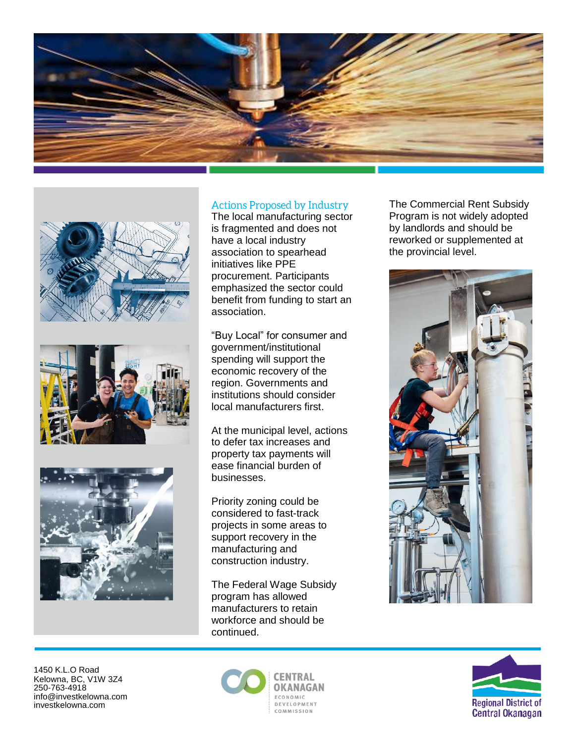## Actions Proposed by Industry

The local manufacturing sector is fragmented and does not have a local industry association to spearhead initiatives like PPE procurement. Participants emphasized the sector could benefit from funding to start an association.

"Buy Local" for consumer and government/institutional spending will support the economic recovery of the region. Governments and institutions should consider local manufacturers first.

At the municipal level, actions to defer tax increases and property tax payments will ease financial burden of businesses.

Priority zoning could be considered to fast-track projects in some areas to support recovery in the manufacturing and construction industry.

The Federal Wage Subsidy program has allowed manufacturers to retain workforce and should be continued.

The Commercial Rent Subsidy Program is not widely adopted by landlords and should be reworked or supplemented at the provincial level.

1450 K.L.O Road
Kelowna, BC, V1W 3Z4
250-763-4918
info@investkelowna.com
investkelowna.com

CENTRAL OKANAGAN ECONOMIC DEVELOPMENT COMMISSION

Regional District of Central Okanagan